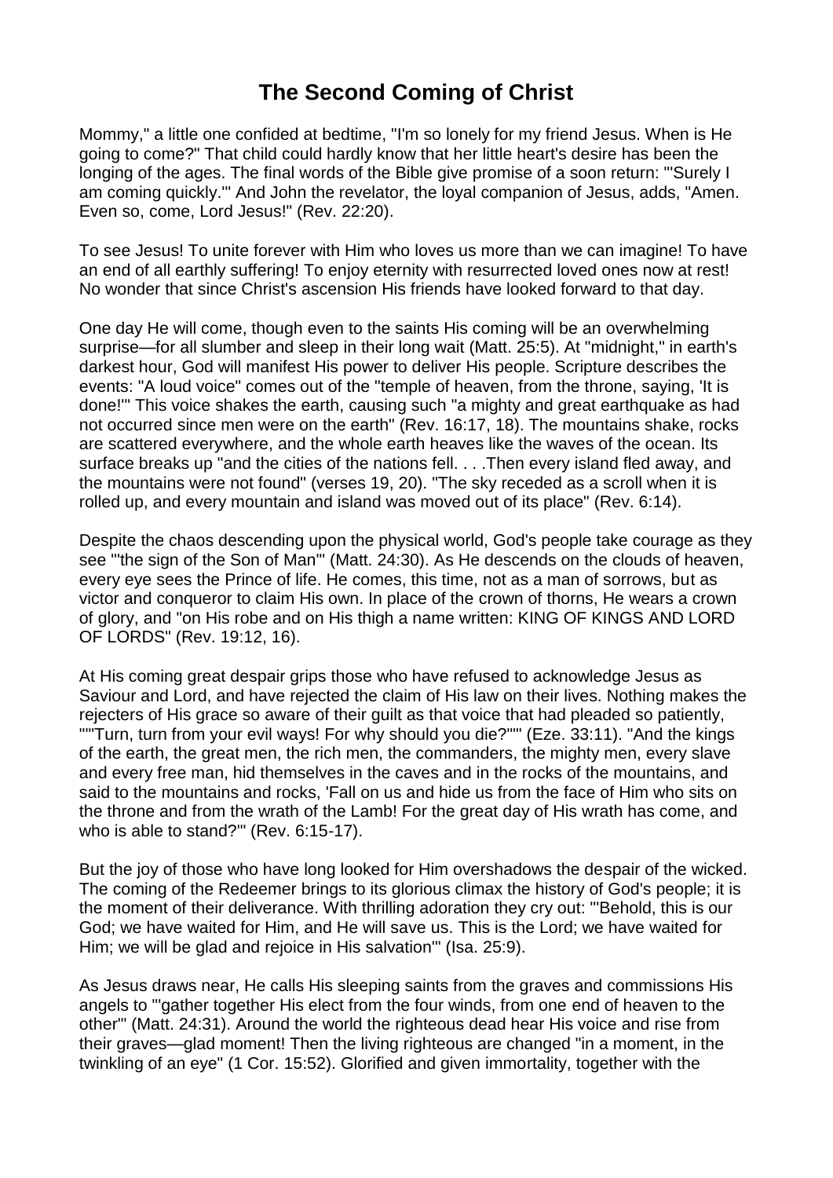# The Second Coming of Christ

Mommy," a little one confided at bedtime, "I'm so lonely for my friend Jesus. When is He going to come?" That child could hardly know that her little heart's desire has been the longing of the ages. The final words of the Bible give promise of a soon return: "'Surely I am coming quickly.'" And John the revelator, the loyal companion of Jesus, adds, "Amen. Even so, come, Lord Jesus!" (Rev. 22:20).

To see Jesus! To unite forever with Him who loves us more than we can imagine! To have an end of all earthly suffering! To enjoy eternity with resurrected loved ones now at rest! No wonder that since Christ's ascension His friends have looked forward to that day.

One day He will come, though even to the saints His coming will be an overwhelming surprise—for all slumber and sleep in their long wait (Matt. 25:5). At "midnight," in earth's darkest hour, God will manifest His power to deliver His people. Scripture describes the events: "A loud voice" comes out of the "temple of heaven, from the throne, saying, 'It is done!'" This voice shakes the earth, causing such "a mighty and great earthquake as had not occurred since men were on the earth" (Rev. 16:17, 18). The mountains shake, rocks are scattered everywhere, and the whole earth heaves like the waves of the ocean. Its surface breaks up "and the cities of the nations fell. . . .Then every island fled away, and the mountains were not found" (verses 19, 20). "The sky receded as a scroll when it is rolled up, and every mountain and island was moved out of its place" (Rev. 6:14).

Despite the chaos descending upon the physical world, God's people take courage as they see "'the sign of the Son of Man'" (Matt. 24:30). As He descends on the clouds of heaven, every eye sees the Prince of life. He comes, this time, not as a man of sorrows, but as victor and conqueror to claim His own. In place of the crown of thorns, He wears a crown of glory, and "on His robe and on His thigh a name written: KING OF KINGS AND LORD OF LORDS" (Rev. 19:12, 16).

At His coming great despair grips those who have refused to acknowledge Jesus as Saviour and Lord, and have rejected the claim of His law on their lives. Nothing makes the rejecters of His grace so aware of their guilt as that voice that had pleaded so patiently, ""'Turn, turn from your evil ways! For why should you die?'"" (Eze. 33:11). "And the kings of the earth, the great men, the rich men, the commanders, the mighty men, every slave and every free man, hid themselves in the caves and in the rocks of the mountains, and said to the mountains and rocks, 'Fall on us and hide us from the face of Him who sits on the throne and from the wrath of the Lamb! For the great day of His wrath has come, and who is able to stand?'" (Rev. 6:15-17).

But the joy of those who have long looked for Him overshadows the despair of the wicked. The coming of the Redeemer brings to its glorious climax the history of God's people; it is the moment of their deliverance. With thrilling adoration they cry out: "'Behold, this is our God; we have waited for Him, and He will save us. This is the Lord; we have waited for Him; we will be glad and rejoice in His salvation'" (Isa. 25:9).

As Jesus draws near, He calls His sleeping saints from the graves and commissions His angels to "'gather together His elect from the four winds, from one end of heaven to the other'" (Matt. 24:31). Around the world the righteous dead hear His voice and rise from their graves—glad moment! Then the living righteous are changed "in a moment, in the twinkling of an eye" (1 Cor. 15:52). Glorified and given immortality, together with the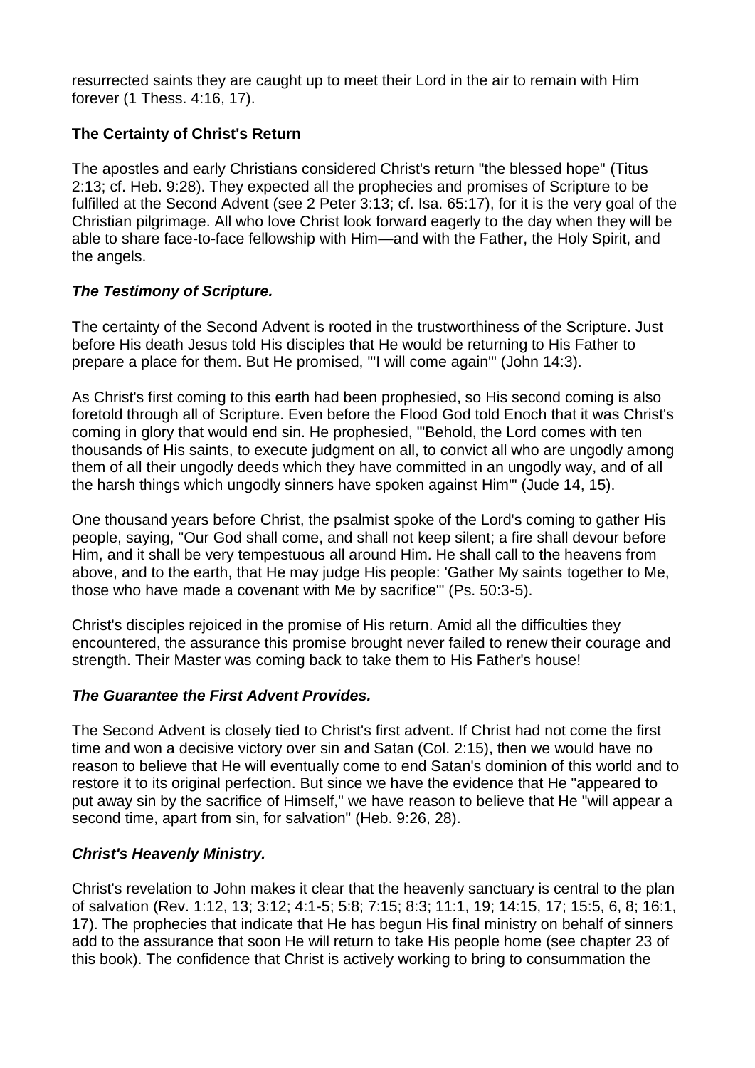resurrected saints they are caught up to meet their Lord in the air to remain with Him forever (1 Thess. 4:16, 17).

### The Certainty of Christ's Return

The apostles and early Christians considered Christ's return "the blessed hope" (Titus 2:13; cf. Heb. 9:28). They expected all the prophecies and promises of Scripture to be fulfilled at the Second Advent (see 2 Peter 3:13; cf. Isa. 65:17), for it is the very goal of the Christian pilgrimage. All who love Christ look forward eagerly to the day when they will be able to share face-to-face fellowship with Him—and with the Father, the Holy Spirit, and the angels.

#### *The Testimony of Scripture.*

The certainty of the Second Advent is rooted in the trustworthiness of the Scripture. Just before His death Jesus told His disciples that He would be returning to His Father to prepare a place for them. But He promised, "'I will come again'" (John 14:3).

As Christ's first coming to this earth had been prophesied, so His second coming is also foretold through all of Scripture. Even before the Flood God told Enoch that it was Christ's coming in glory that would end sin. He prophesied, "'Behold, the Lord comes with ten thousands of His saints, to execute judgment on all, to convict all who are ungodly among them of all their ungodly deeds which they have committed in an ungodly way, and of all the harsh things which ungodly sinners have spoken against Him'" (Jude 14, 15).

One thousand years before Christ, the psalmist spoke of the Lord's coming to gather His people, saying, "Our God shall come, and shall not keep silent; a fire shall devour before Him, and it shall be very tempestuous all around Him. He shall call to the heavens from above, and to the earth, that He may judge His people: 'Gather My saints together to Me, those who have made a covenant with Me by sacrifice'" (Ps. 50:3-5).

Christ's disciples rejoiced in the promise of His return. Amid all the difficulties they encountered, the assurance this promise brought never failed to renew their courage and strength. Their Master was coming back to take them to His Father's house!

#### *The Guarantee the First Advent Provides.*

The Second Advent is closely tied to Christ's first advent. If Christ had not come the first time and won a decisive victory over sin and Satan (Col. 2:15), then we would have no reason to believe that He will eventually come to end Satan's dominion of this world and to restore it to its original perfection. But since we have the evidence that He "appeared to put away sin by the sacrifice of Himself," we have reason to believe that He "will appear a second time, apart from sin, for salvation" (Heb. 9:26, 28).

#### *Christ's Heavenly Ministry.*

Christ's revelation to John makes it clear that the heavenly sanctuary is central to the plan of salvation (Rev. 1:12, 13; 3:12; 4:1-5; 5:8; 7:15; 8:3; 11:1, 19; 14:15, 17; 15:5, 6, 8; 16:1, 17). The prophecies that indicate that He has begun His final ministry on behalf of sinners add to the assurance that soon He will return to take His people home (see chapter 23 of this book). The confidence that Christ is actively working to bring to consummation the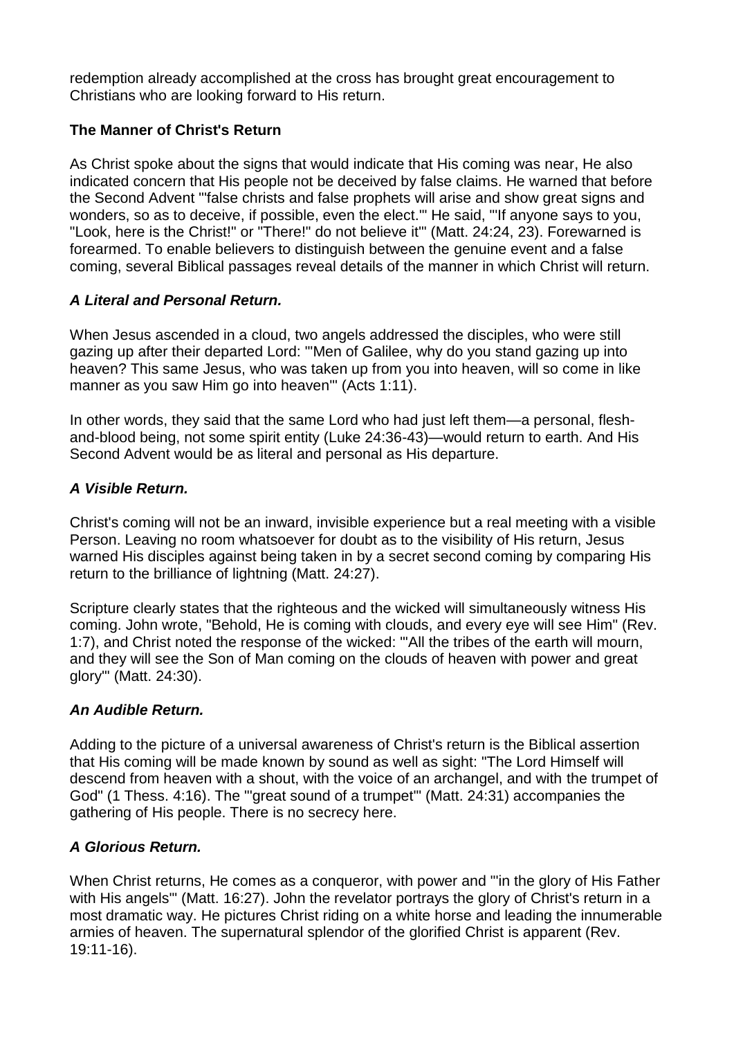redemption already accomplished at the cross has brought great encouragement to Christians who are looking forward to His return.

### The Manner of Christ's Return

As Christ spoke about the signs that would indicate that His coming was near, He also indicated concern that His people not be deceived by false claims. He warned that before the Second Advent "'false christs and false prophets will arise and show great signs and wonders, so as to deceive, if possible, even the elect.'" He said, "'If anyone says to you, "Look, here is the Christ!" or "There!" do not believe it'" (Matt. 24:24, 23). Forewarned is forearmed. To enable believers to distinguish between the genuine event and a false coming, several Biblical passages reveal details of the manner in which Christ will return.

#### ***A Literal and Personal Return.***

When Jesus ascended in a cloud, two angels addressed the disciples, who were still gazing up after their departed Lord: "'Men of Galilee, why do you stand gazing up into heaven? This same Jesus, who was taken up from you into heaven, will so come in like manner as you saw Him go into heaven'" (Acts 1:11).

In other words, they said that the same Lord who had just left them—a personal, flesh-and-blood being, not some spirit entity (Luke 24:36-43)—would return to earth. And His Second Advent would be as literal and personal as His departure.

#### ***A Visible Return.***

Christ's coming will not be an inward, invisible experience but a real meeting with a visible Person. Leaving no room whatsoever for doubt as to the visibility of His return, Jesus warned His disciples against being taken in by a secret second coming by comparing His return to the brilliance of lightning (Matt. 24:27).

Scripture clearly states that the righteous and the wicked will simultaneously witness His coming. John wrote, "Behold, He is coming with clouds, and every eye will see Him" (Rev. 1:7), and Christ noted the response of the wicked: "'All the tribes of the earth will mourn, and they will see the Son of Man coming on the clouds of heaven with power and great glory'" (Matt. 24:30).

#### ***An Audible Return.***

Adding to the picture of a universal awareness of Christ's return is the Biblical assertion that His coming will be made known by sound as well as sight: "The Lord Himself will descend from heaven with a shout, with the voice of an archangel, and with the trumpet of God" (1 Thess. 4:16). The "'great sound of a trumpet'" (Matt. 24:31) accompanies the gathering of His people. There is no secrecy here.

#### ***A Glorious Return.***

When Christ returns, He comes as a conqueror, with power and "'in the glory of His Father with His angels'" (Matt. 16:27). John the revelator portrays the glory of Christ's return in a most dramatic way. He pictures Christ riding on a white horse and leading the innumerable armies of heaven. The supernatural splendor of the glorified Christ is apparent (Rev. 19:11-16).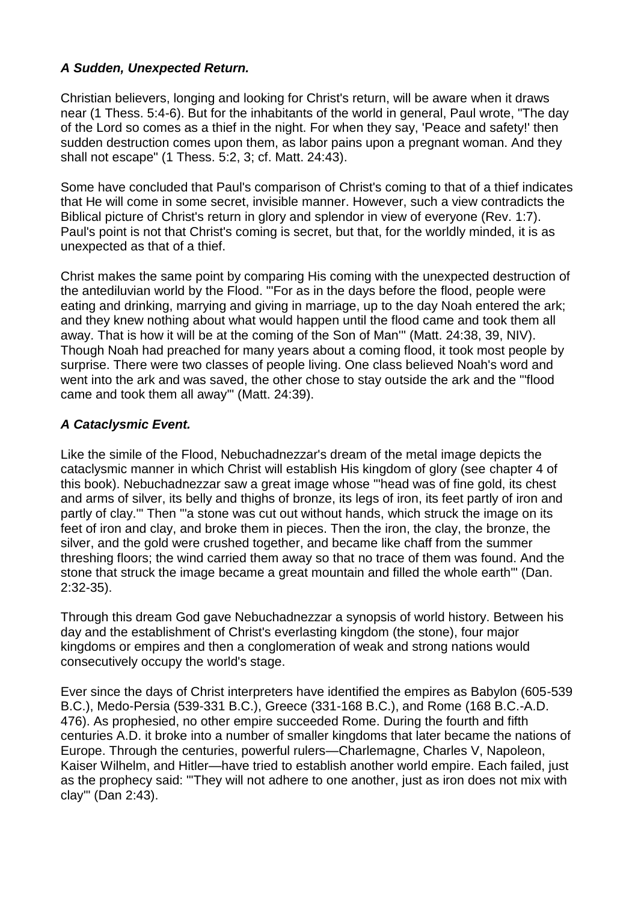### ***A Sudden, Unexpected Return.***

Christian believers, longing and looking for Christ's return, will be aware when it draws near (1 Thess. 5:4-6). But for the inhabitants of the world in general, Paul wrote, "The day of the Lord so comes as a thief in the night. For when they say, 'Peace and safety!' then sudden destruction comes upon them, as labor pains upon a pregnant woman. And they shall not escape" (1 Thess. 5:2, 3; cf. Matt. 24:43).

Some have concluded that Paul's comparison of Christ's coming to that of a thief indicates that He will come in some secret, invisible manner. However, such a view contradicts the Biblical picture of Christ's return in glory and splendor in view of everyone (Rev. 1:7). Paul's point is not that Christ's coming is secret, but that, for the worldly minded, it is as unexpected as that of a thief.

Christ makes the same point by comparing His coming with the unexpected destruction of the antediluvian world by the Flood. "'For as in the days before the flood, people were eating and drinking, marrying and giving in marriage, up to the day Noah entered the ark; and they knew nothing about what would happen until the flood came and took them all away. That is how it will be at the coming of the Son of Man'" (Matt. 24:38, 39, NIV). Though Noah had preached for many years about a coming flood, it took most people by surprise. There were two classes of people living. One class believed Noah's word and went into the ark and was saved, the other chose to stay outside the ark and the "'flood came and took them all away'" (Matt. 24:39).

### ***A Cataclysmic Event.***

Like the simile of the Flood, Nebuchadnezzar's dream of the metal image depicts the cataclysmic manner in which Christ will establish His kingdom of glory (see chapter 4 of this book). Nebuchadnezzar saw a great image whose "'head was of fine gold, its chest and arms of silver, its belly and thighs of bronze, its legs of iron, its feet partly of iron and partly of clay.'" Then "'a stone was cut out without hands, which struck the image on its feet of iron and clay, and broke them in pieces. Then the iron, the clay, the bronze, the silver, and the gold were crushed together, and became like chaff from the summer threshing floors; the wind carried them away so that no trace of them was found. And the stone that struck the image became a great mountain and filled the whole earth'" (Dan. 2:32-35).

Through this dream God gave Nebuchadnezzar a synopsis of world history. Between his day and the establishment of Christ's everlasting kingdom (the stone), four major kingdoms or empires and then a conglomeration of weak and strong nations would consecutively occupy the world's stage.

Ever since the days of Christ interpreters have identified the empires as Babylon (605-539 B.C.), Medo-Persia (539-331 B.C.), Greece (331-168 B.C.), and Rome (168 B.C.-A.D. 476). As prophesied, no other empire succeeded Rome. During the fourth and fifth centuries A.D. it broke into a number of smaller kingdoms that later became the nations of Europe. Through the centuries, powerful rulers—Charlemagne, Charles V, Napoleon, Kaiser Wilhelm, and Hitler—have tried to establish another world empire. Each failed, just as the prophecy said: "'They will not adhere to one another, just as iron does not mix with clay'" (Dan 2:43).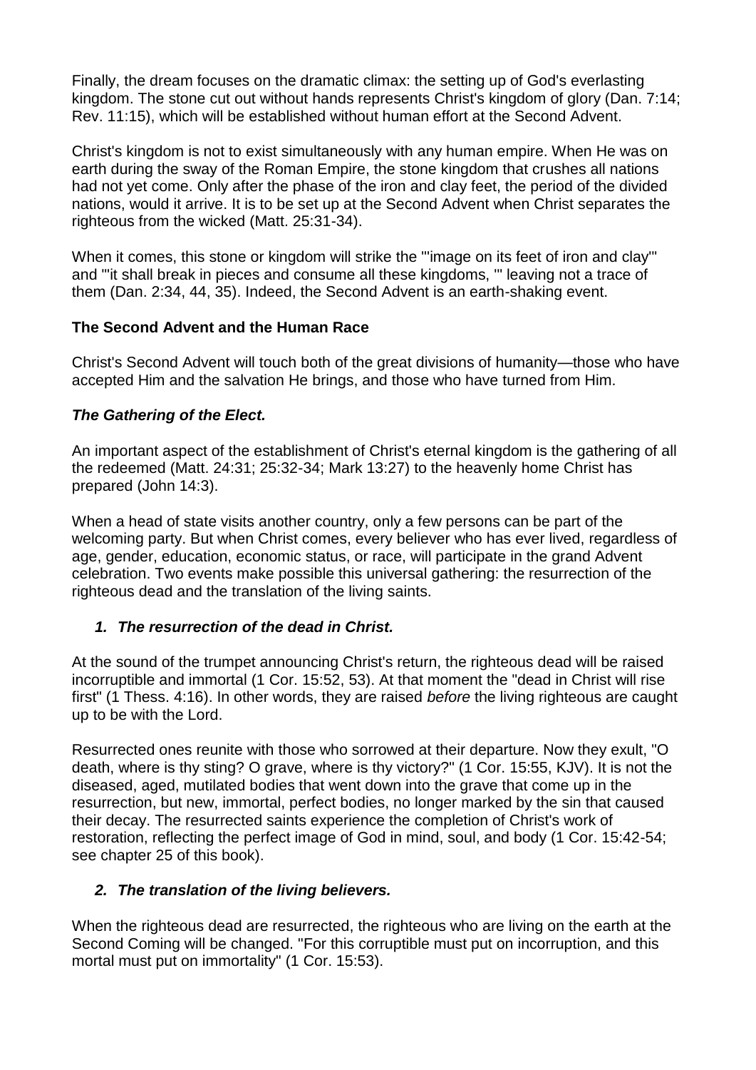Finally, the dream focuses on the dramatic climax: the setting up of God's everlasting kingdom. The stone cut out without hands represents Christ's kingdom of glory (Dan. 7:14; Rev. 11:15), which will be established without human effort at the Second Advent.

Christ's kingdom is not to exist simultaneously with any human empire. When He was on earth during the sway of the Roman Empire, the stone kingdom that crushes all nations had not yet come. Only after the phase of the iron and clay feet, the period of the divided nations, would it arrive. It is to be set up at the Second Advent when Christ separates the righteous from the wicked (Matt. 25:31-34).

When it comes, this stone or kingdom will strike the "'image on its feet of iron and clay'" and "'it shall break in pieces and consume all these kingdoms, '" leaving not a trace of them (Dan. 2:34, 44, 35). Indeed, the Second Advent is an earth-shaking event.

**The Second Advent and the Human Race**

Christ's Second Advent will touch both of the great divisions of humanity—those who have accepted Him and the salvation He brings, and those who have turned from Him.

***The Gathering of the Elect.***

An important aspect of the establishment of Christ's eternal kingdom is the gathering of all the redeemed (Matt. 24:31; 25:32-34; Mark 13:27) to the heavenly home Christ has prepared (John 14:3).

When a head of state visits another country, only a few persons can be part of the welcoming party. But when Christ comes, every believer who has ever lived, regardless of age, gender, education, economic status, or race, will participate in the grand Advent celebration. Two events make possible this universal gathering: the resurrection of the righteous dead and the translation of the living saints.

1. ***The resurrection of the dead in Christ.***

At the sound of the trumpet announcing Christ's return, the righteous dead will be raised incorruptible and immortal (1 Cor. 15:52, 53). At that moment the "dead in Christ will rise first" (1 Thess. 4:16). In other words, they are raised *before* the living righteous are caught up to be with the Lord.

Resurrected ones reunite with those who sorrowed at their departure. Now they exult, "O death, where is thy sting? O grave, where is thy victory?" (1 Cor. 15:55, KJV). It is not the diseased, aged, mutilated bodies that went down into the grave that come up in the resurrection, but new, immortal, perfect bodies, no longer marked by the sin that caused their decay. The resurrected saints experience the completion of Christ's work of restoration, reflecting the perfect image of God in mind, soul, and body (1 Cor. 15:42-54; see chapter 25 of this book).

2. ***The translation of the living believers.***

When the righteous dead are resurrected, the righteous who are living on the earth at the Second Coming will be changed. "For this corruptible must put on incorruption, and this mortal must put on immortality" (1 Cor. 15:53).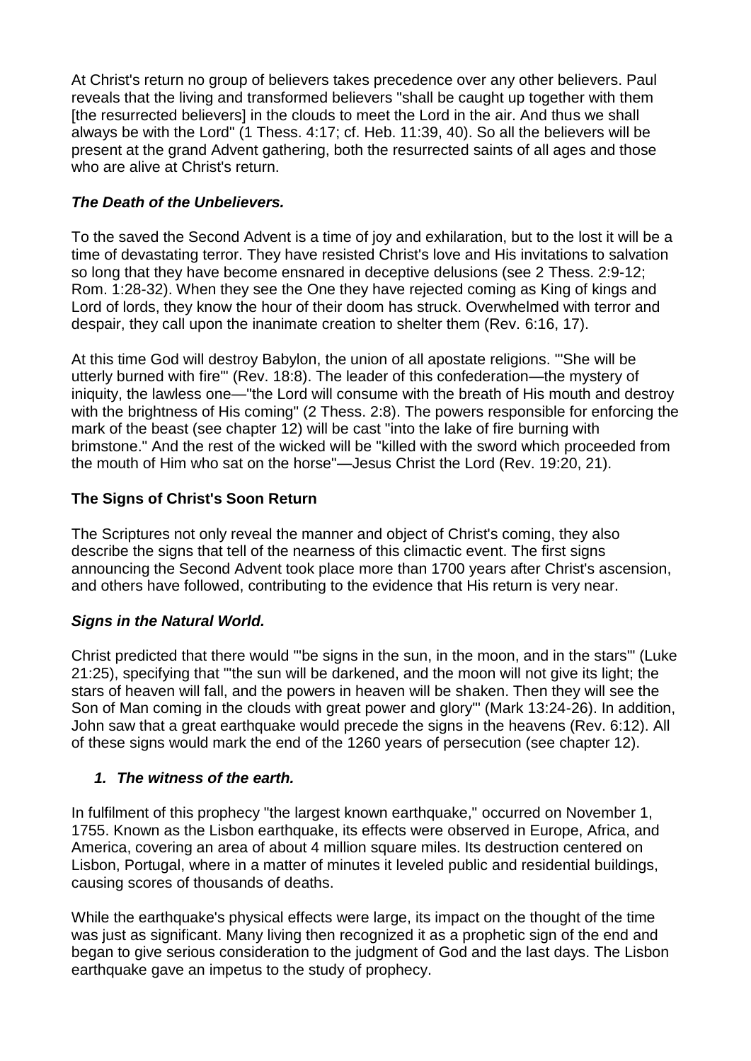At Christ's return no group of believers takes precedence over any other believers. Paul reveals that the living and transformed believers "shall be caught up together with them [the resurrected believers] in the clouds to meet the Lord in the air. And thus we shall always be with the Lord" (1 Thess. 4:17; cf. Heb. 11:39, 40). So all the believers will be present at the grand Advent gathering, both the resurrected saints of all ages and those who are alive at Christ's return.

### *The Death of the Unbelievers.*

To the saved the Second Advent is a time of joy and exhilaration, but to the lost it will be a time of devastating terror. They have resisted Christ's love and His invitations to salvation so long that they have become ensnared in deceptive delusions (see 2 Thess. 2:9-12; Rom. 1:28-32). When they see the One they have rejected coming as King of kings and Lord of lords, they know the hour of their doom has struck. Overwhelmed with terror and despair, they call upon the inanimate creation to shelter them (Rev. 6:16, 17).

At this time God will destroy Babylon, the union of all apostate religions. "'She will be utterly burned with fire'" (Rev. 18:8). The leader of this confederation—the mystery of iniquity, the lawless one—"the Lord will consume with the breath of His mouth and destroy with the brightness of His coming" (2 Thess. 2:8). The powers responsible for enforcing the mark of the beast (see chapter 12) will be cast "into the lake of fire burning with brimstone." And the rest of the wicked will be "killed with the sword which proceeded from the mouth of Him who sat on the horse"—Jesus Christ the Lord (Rev. 19:20, 21).

## The Signs of Christ's Soon Return

The Scriptures not only reveal the manner and object of Christ's coming, they also describe the signs that tell of the nearness of this climactic event. The first signs announcing the Second Advent took place more than 1700 years after Christ's ascension, and others have followed, contributing to the evidence that His return is very near.

### *Signs in the Natural World.*

Christ predicted that there would "'be signs in the sun, in the moon, and in the stars'" (Luke 21:25), specifying that "'the sun will be darkened, and the moon will not give its light; the stars of heaven will fall, and the powers in heaven will be shaken. Then they will see the Son of Man coming in the clouds with great power and glory'" (Mark 13:24-26). In addition, John saw that a great earthquake would precede the signs in the heavens (Rev. 6:12). All of these signs would mark the end of the 1260 years of persecution (see chapter 12).

1. ***The witness of the earth.***

In fulfilment of this prophecy "the largest known earthquake," occurred on November 1, 1755. Known as the Lisbon earthquake, its effects were observed in Europe, Africa, and America, covering an area of about 4 million square miles. Its destruction centered on Lisbon, Portugal, where in a matter of minutes it leveled public and residential buildings, causing scores of thousands of deaths.

While the earthquake's physical effects were large, its impact on the thought of the time was just as significant. Many living then recognized it as a prophetic sign of the end and began to give serious consideration to the judgment of God and the last days. The Lisbon earthquake gave an impetus to the study of prophecy.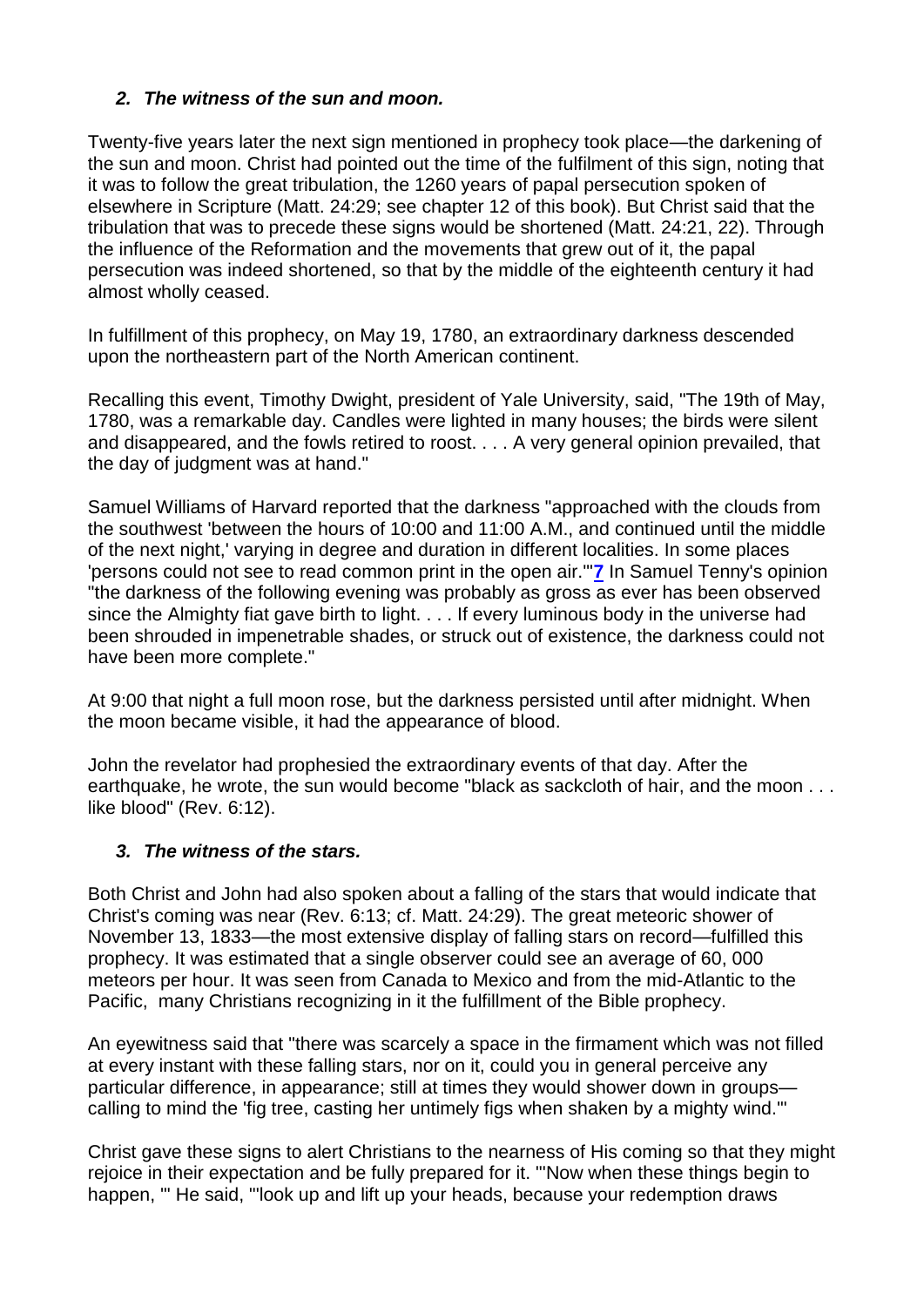### *2. The witness of the sun and moon.*

Twenty-five years later the next sign mentioned in prophecy took place—the darkening of the sun and moon. Christ had pointed out the time of the fulfilment of this sign, noting that it was to follow the great tribulation, the 1260 years of papal persecution spoken of elsewhere in Scripture (Matt. 24:29; see chapter 12 of this book). But Christ said that the tribulation that was to precede these signs would be shortened (Matt. 24:21, 22). Through the influence of the Reformation and the movements that grew out of it, the papal persecution was indeed shortened, so that by the middle of the eighteenth century it had almost wholly ceased.

In fulfillment of this prophecy, on May 19, 1780, an extraordinary darkness descended upon the northeastern part of the North American continent.

Recalling this event, Timothy Dwight, president of Yale University, said, "The 19th of May, 1780, was a remarkable day. Candles were lighted in many houses; the birds were silent and disappeared, and the fowls retired to roost. . . . A very general opinion prevailed, that the day of judgment was at hand."

Samuel Williams of Harvard reported that the darkness "approached with the clouds from the southwest 'between the hours of 10:00 and 11:00 A.M., and continued until the middle of the next night,' varying in degree and duration in different localities. In some places 'persons could not see to read common print in the open air.'"[7] In Samuel Tenny's opinion "the darkness of the following evening was probably as gross as ever has been observed since the Almighty fiat gave birth to light. . . . If every luminous body in the universe had been shrouded in impenetrable shades, or struck out of existence, the darkness could not have been more complete."

At 9:00 that night a full moon rose, but the darkness persisted until after midnight. When the moon became visible, it had the appearance of blood.

John the revelator had prophesied the extraordinary events of that day. After the earthquake, he wrote, the sun would become "black as sackcloth of hair, and the moon . . . like blood" (Rev. 6:12).

### *3. The witness of the stars.*

Both Christ and John had also spoken about a falling of the stars that would indicate that Christ's coming was near (Rev. 6:13; cf. Matt. 24:29). The great meteoric shower of November 13, 1833—the most extensive display of falling stars on record—fulfilled this prophecy. It was estimated that a single observer could see an average of 60, 000 meteors per hour. It was seen from Canada to Mexico and from the mid-Atlantic to the Pacific, many Christians recognizing in it the fulfillment of the Bible prophecy.

An eyewitness said that "there was scarcely a space in the firmament which was not filled at every instant with these falling stars, nor on it, could you in general perceive any particular difference, in appearance; still at times they would shower down in groups—calling to mind the 'fig tree, casting her untimely figs when shaken by a mighty wind.'"

Christ gave these signs to alert Christians to the nearness of His coming so that they might rejoice in their expectation and be fully prepared for it. "'Now when these things begin to happen, '" He said, "'look up and lift up your heads, because your redemption draws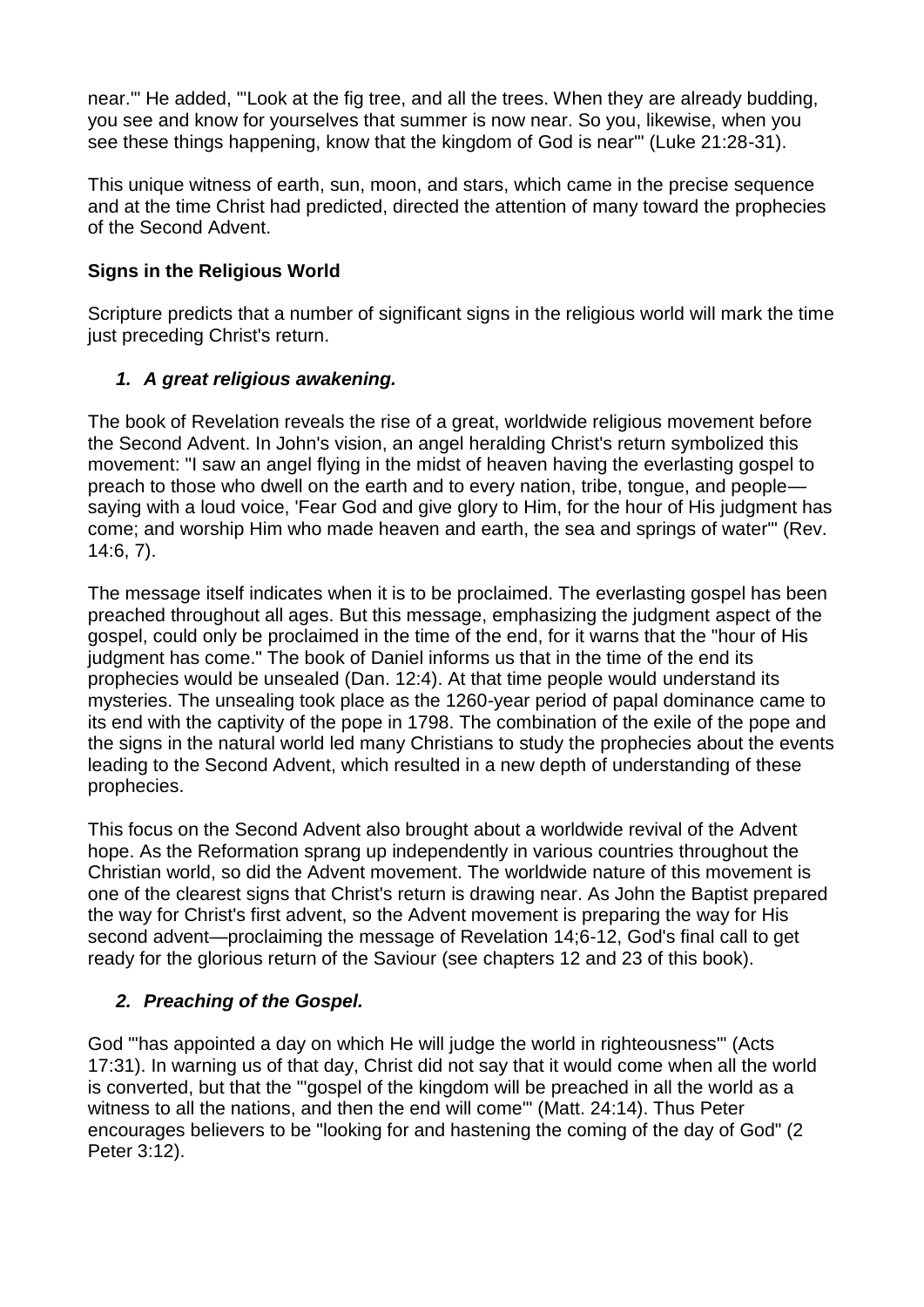near.'" He added, "'Look at the fig tree, and all the trees. When they are already budding, you see and know for yourselves that summer is now near. So you, likewise, when you see these things happening, know that the kingdom of God is near'" (Luke 21:28-31).

This unique witness of earth, sun, moon, and stars, which came in the precise sequence and at the time Christ had predicted, directed the attention of many toward the prophecies of the Second Advent.

**Signs in the Religious World**

Scripture predicts that a number of significant signs in the religious world will mark the time just preceding Christ's return.

1. ***A great religious awakening.***

The book of Revelation reveals the rise of a great, worldwide religious movement before the Second Advent. In John's vision, an angel heralding Christ's return symbolized this movement: "I saw an angel flying in the midst of heaven having the everlasting gospel to preach to those who dwell on the earth and to every nation, tribe, tongue, and people—saying with a loud voice, 'Fear God and give glory to Him, for the hour of His judgment has come; and worship Him who made heaven and earth, the sea and springs of water'" (Rev. 14:6, 7).

The message itself indicates when it is to be proclaimed. The everlasting gospel has been preached throughout all ages. But this message, emphasizing the judgment aspect of the gospel, could only be proclaimed in the time of the end, for it warns that the "hour of His judgment has come." The book of Daniel informs us that in the time of the end its prophecies would be unsealed (Dan. 12:4). At that time people would understand its mysteries. The unsealing took place as the 1260-year period of papal dominance came to its end with the captivity of the pope in 1798. The combination of the exile of the pope and the signs in the natural world led many Christians to study the prophecies about the events leading to the Second Advent, which resulted in a new depth of understanding of these prophecies.

This focus on the Second Advent also brought about a worldwide revival of the Advent hope. As the Reformation sprang up independently in various countries throughout the Christian world, so did the Advent movement. The worldwide nature of this movement is one of the clearest signs that Christ's return is drawing near. As John the Baptist prepared the way for Christ's first advent, so the Advent movement is preparing the way for His second advent—proclaiming the message of Revelation 14;6-12, God's final call to get ready for the glorious return of the Saviour (see chapters 12 and 23 of this book).

2. ***Preaching of the Gospel.***

God "'has appointed a day on which He will judge the world in righteousness'" (Acts 17:31). In warning us of that day, Christ did not say that it would come when all the world is converted, but that the "'gospel of the kingdom will be preached in all the world as a witness to all the nations, and then the end will come'" (Matt. 24:14). Thus Peter encourages believers to be "looking for and hastening the coming of the day of God" (2 Peter 3:12).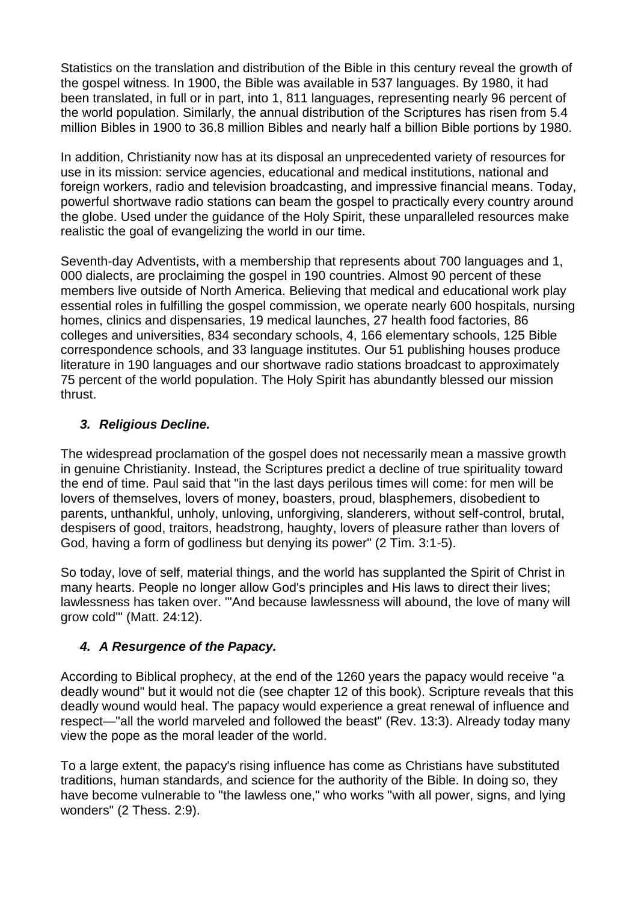Statistics on the translation and distribution of the Bible in this century reveal the growth of the gospel witness. In 1900, the Bible was available in 537 languages. By 1980, it had been translated, in full or in part, into 1, 811 languages, representing nearly 96 percent of the world population. Similarly, the annual distribution of the Scriptures has risen from 5.4 million Bibles in 1900 to 36.8 million Bibles and nearly half a billion Bible portions by 1980.

In addition, Christianity now has at its disposal an unprecedented variety of resources for use in its mission: service agencies, educational and medical institutions, national and foreign workers, radio and television broadcasting, and impressive financial means. Today, powerful shortwave radio stations can beam the gospel to practically every country around the globe. Used under the guidance of the Holy Spirit, these unparalleled resources make realistic the goal of evangelizing the world in our time.

Seventh-day Adventists, with a membership that represents about 700 languages and 1, 000 dialects, are proclaiming the gospel in 190 countries. Almost 90 percent of these members live outside of North America. Believing that medical and educational work play essential roles in fulfilling the gospel commission, we operate nearly 600 hospitals, nursing homes, clinics and dispensaries, 19 medical launches, 27 health food factories, 86 colleges and universities, 834 secondary schools, 4, 166 elementary schools, 125 Bible correspondence schools, and 33 language institutes. Our 51 publishing houses produce literature in 190 languages and our shortwave radio stations broadcast to approximately 75 percent of the world population. The Holy Spirit has abundantly blessed our mission thrust.

### *3. Religious Decline.*

The widespread proclamation of the gospel does not necessarily mean a massive growth in genuine Christianity. Instead, the Scriptures predict a decline of true spirituality toward the end of time. Paul said that "in the last days perilous times will come: for men will be lovers of themselves, lovers of money, boasters, proud, blasphemers, disobedient to parents, unthankful, unholy, unloving, unforgiving, slanderers, without self-control, brutal, despisers of good, traitors, headstrong, haughty, lovers of pleasure rather than lovers of God, having a form of godliness but denying its power" (2 Tim. 3:1-5).

So today, love of self, material things, and the world has supplanted the Spirit of Christ in many hearts. People no longer allow God's principles and His laws to direct their lives; lawlessness has taken over. "'And because lawlessness will abound, the love of many will grow cold'" (Matt. 24:12).

### *4. A Resurgence of the Papacy.*

According to Biblical prophecy, at the end of the 1260 years the papacy would receive "a deadly wound" but it would not die (see chapter 12 of this book). Scripture reveals that this deadly wound would heal. The papacy would experience a great renewal of influence and respect—"all the world marveled and followed the beast" (Rev. 13:3). Already today many view the pope as the moral leader of the world.

To a large extent, the papacy's rising influence has come as Christians have substituted traditions, human standards, and science for the authority of the Bible. In doing so, they have become vulnerable to "the lawless one," who works "with all power, signs, and lying wonders" (2 Thess. 2:9).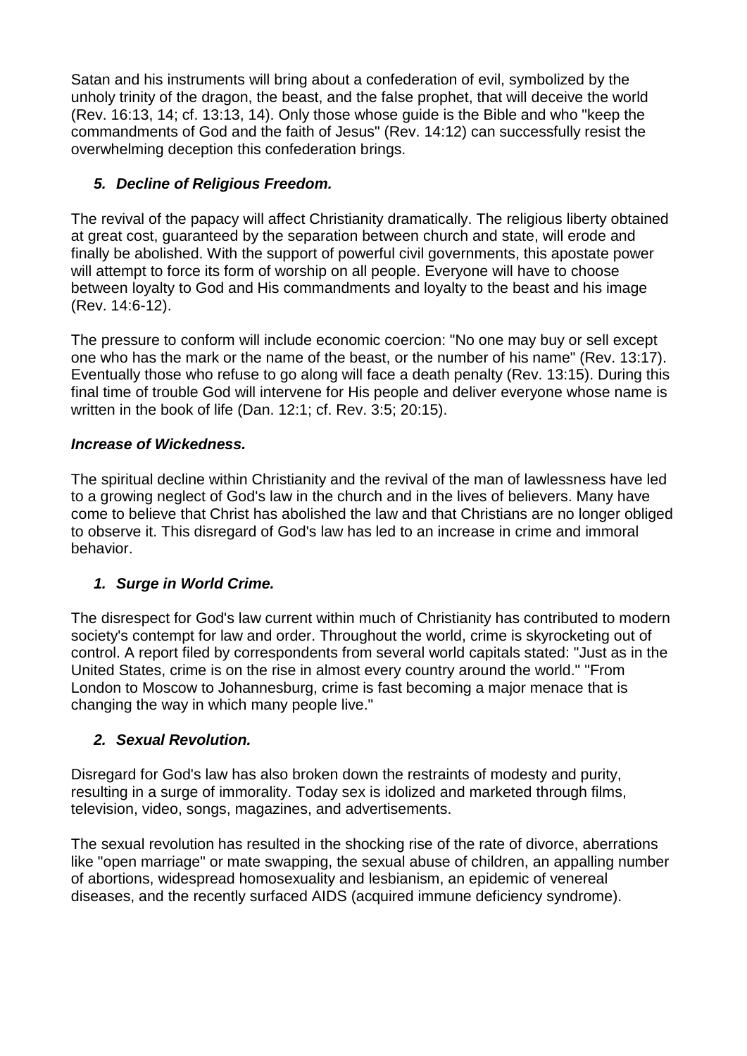Satan and his instruments will bring about a confederation of evil, symbolized by the unholy trinity of the dragon, the beast, and the false prophet, that will deceive the world (Rev. 16:13, 14; cf. 13:13, 14). Only those whose guide is the Bible and who "keep the commandments of God and the faith of Jesus" (Rev. 14:12) can successfully resist the overwhelming deception this confederation brings.

### *5. Decline of Religious Freedom.*

The revival of the papacy will affect Christianity dramatically. The religious liberty obtained at great cost, guaranteed by the separation between church and state, will erode and finally be abolished. With the support of powerful civil governments, this apostate power will attempt to force its form of worship on all people. Everyone will have to choose between loyalty to God and His commandments and loyalty to the beast and his image (Rev. 14:6-12).

The pressure to conform will include economic coercion: "No one may buy or sell except one who has the mark or the name of the beast, or the number of his name" (Rev. 13:17). Eventually those who refuse to go along will face a death penalty (Rev. 13:15). During this final time of trouble God will intervene for His people and deliver everyone whose name is written in the book of life (Dan. 12:1; cf. Rev. 3:5; 20:15).

### *Increase of Wickedness.*

The spiritual decline within Christianity and the revival of the man of lawlessness have led to a growing neglect of God's law in the church and in the lives of believers. Many have come to believe that Christ has abolished the law and that Christians are no longer obliged to observe it. This disregard of God's law has led to an increase in crime and immoral behavior.

### *1. Surge in World Crime.*

The disrespect for God's law current within much of Christianity has contributed to modern society's contempt for law and order. Throughout the world, crime is skyrocketing out of control. A report filed by correspondents from several world capitals stated: "Just as in the United States, crime is on the rise in almost every country around the world." "From London to Moscow to Johannesburg, crime is fast becoming a major menace that is changing the way in which many people live."

### *2. Sexual Revolution.*

Disregard for God's law has also broken down the restraints of modesty and purity, resulting in a surge of immorality. Today sex is idolized and marketed through films, television, video, songs, magazines, and advertisements.

The sexual revolution has resulted in the shocking rise of the rate of divorce, aberrations like "open marriage" or mate swapping, the sexual abuse of children, an appalling number of abortions, widespread homosexuality and lesbianism, an epidemic of venereal diseases, and the recently surfaced AIDS (acquired immune deficiency syndrome).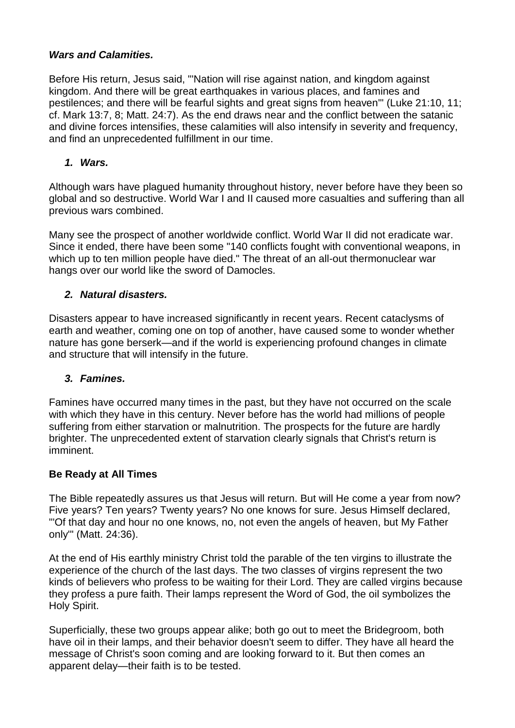### ***Wars and Calamities.***

Before His return, Jesus said, "'Nation will rise against nation, and kingdom against kingdom. And there will be great earthquakes in various places, and famines and pestilences; and there will be fearful sights and great signs from heaven'" (Luke 21:10, 11; cf. Mark 13:7, 8; Matt. 24:7). As the end draws near and the conflict between the satanic and divine forces intensifies, these calamities will also intensify in severity and frequency, and find an unprecedented fulfillment in our time.

1. ***Wars.***

Although wars have plagued humanity throughout history, never before have they been so global and so destructive. World War I and II caused more casualties and suffering than all previous wars combined.

Many see the prospect of another worldwide conflict. World War II did not eradicate war. Since it ended, there have been some "140 conflicts fought with conventional weapons, in which up to ten million people have died." The threat of an all-out thermonuclear war hangs over our world like the sword of Damocles.

2. ***Natural disasters.***

Disasters appear to have increased significantly in recent years. Recent cataclysms of earth and weather, coming one on top of another, have caused some to wonder whether nature has gone berserk—and if the world is experiencing profound changes in climate and structure that will intensify in the future.

3. ***Famines.***

Famines have occurred many times in the past, but they have not occurred on the scale with which they have in this century. Never before has the world had millions of people suffering from either starvation or malnutrition. The prospects for the future are hardly brighter. The unprecedented extent of starvation clearly signals that Christ's return is imminent.

### **Be Ready at All Times**

The Bible repeatedly assures us that Jesus will return. But will He come a year from now? Five years? Ten years? Twenty years? No one knows for sure. Jesus Himself declared, "'Of that day and hour no one knows, no, not even the angels of heaven, but My Father only'" (Matt. 24:36).

At the end of His earthly ministry Christ told the parable of the ten virgins to illustrate the experience of the church of the last days. The two classes of virgins represent the two kinds of believers who profess to be waiting for their Lord. They are called virgins because they profess a pure faith. Their lamps represent the Word of God, the oil symbolizes the Holy Spirit.

Superficially, these two groups appear alike; both go out to meet the Bridegroom, both have oil in their lamps, and their behavior doesn't seem to differ. They have all heard the message of Christ's soon coming and are looking forward to it. But then comes an apparent delay—their faith is to be tested.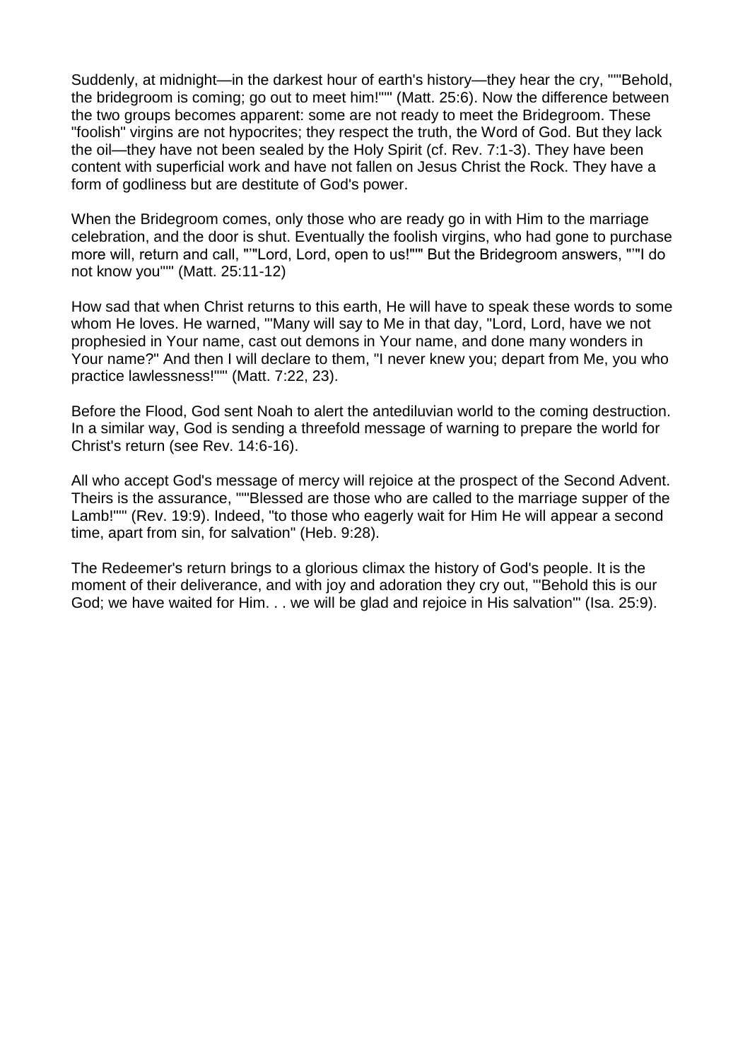Suddenly, at midnight—in the darkest hour of earth's history—they hear the cry, ""Behold, the bridegroom is coming; go out to meet him!"" (Matt. 25:6). Now the difference between the two groups becomes apparent: some are not ready to meet the Bridegroom. These "foolish" virgins are not hypocrites; they respect the truth, the Word of God. But they lack the oil—they have not been sealed by the Holy Spirit (cf. Rev. 7:1-3). They have been content with superficial work and have not fallen on Jesus Christ the Rock. They have a form of godliness but are destitute of God's power.

When the Bridegroom comes, only those who are ready go in with Him to the marriage celebration, and the door is shut. Eventually the foolish virgins, who had gone to purchase more will, return and call, ""Lord, Lord, open to us!"" But the Bridegroom answers, ""I do not know you"" (Matt. 25:11-12)

How sad that when Christ returns to this earth, He will have to speak these words to some whom He loves. He warned, "'Many will say to Me in that day, "Lord, Lord, have we not prophesied in Your name, cast out demons in Your name, and done many wonders in Your name?" And then I will declare to them, "I never knew you; depart from Me, you who practice lawlessness!"'" (Matt. 7:22, 23).

Before the Flood, God sent Noah to alert the antediluvian world to the coming destruction. In a similar way, God is sending a threefold message of warning to prepare the world for Christ's return (see Rev. 14:6-16).

All who accept God's message of mercy will rejoice at the prospect of the Second Advent. Theirs is the assurance, ""Blessed are those who are called to the marriage supper of the Lamb!"" (Rev. 19:9). Indeed, "to those who eagerly wait for Him He will appear a second time, apart from sin, for salvation" (Heb. 9:28).

The Redeemer's return brings to a glorious climax the history of God's people. It is the moment of their deliverance, and with joy and adoration they cry out, "'Behold this is our God; we have waited for Him. . . we will be glad and rejoice in His salvation'" (Isa. 25:9).